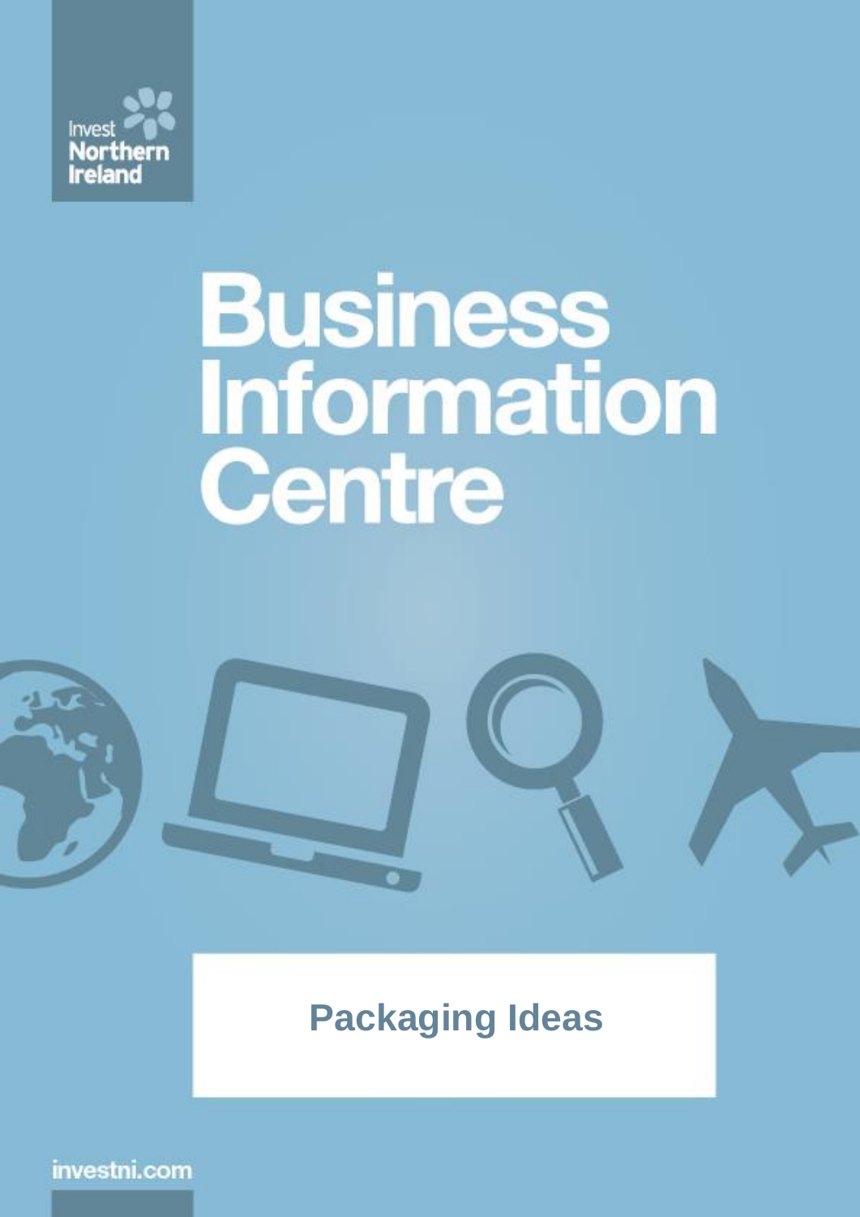Invest Northern Ireland

# Business Information Centre

## Packaging Ideas

investni.com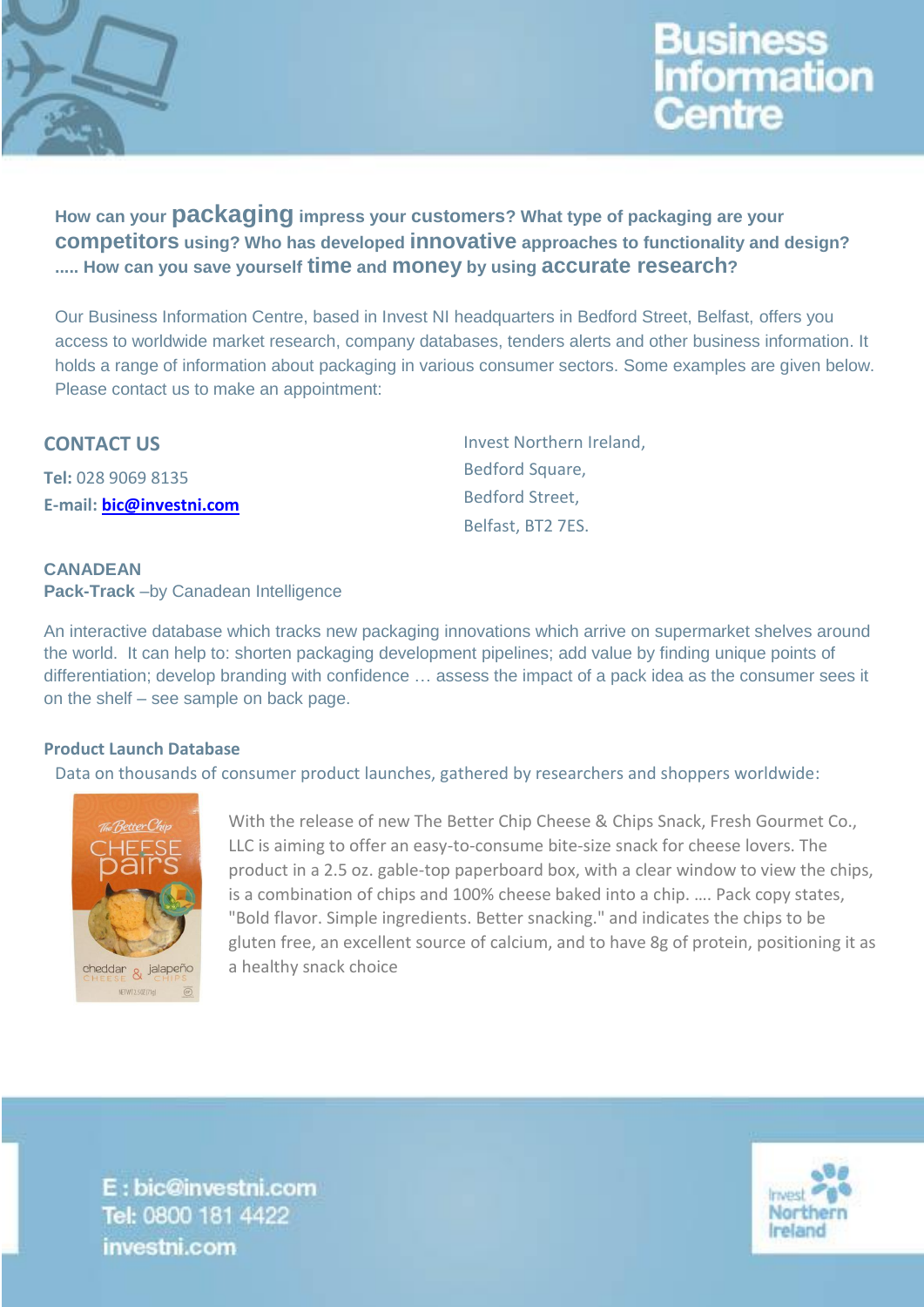# Business Information Centre

**How can your packaging impress your customers? What type of packaging are your competitors using? Who has developed innovative approaches to functionality and design? ..... How can you save yourself time and money by using accurate research?**

Our Business Information Centre, based in Invest NI headquarters in Bedford Street, Belfast, offers you access to worldwide market research, company databases, tenders alerts and other business information. It holds a range of information about packaging in various consumer sectors. Some examples are given below. Please contact us to make an appointment:

## CONTACT US

**Tel:** 028 9069 8135
**E-mail:** **bic@investni.com**

Invest Northern Ireland,
Bedford Square,
Bedford Street,
Belfast, BT2 7ES.

### CANADEAN

**Pack-Track** –by Canadean Intelligence

An interactive database which tracks new packaging innovations which arrive on supermarket shelves around the world. It can help to: shorten packaging development pipelines; add value by finding unique points of differentiation; develop branding with confidence … assess the impact of a pack idea as the consumer sees it on the shelf – see sample on back page.

### Product Launch Database

Data on thousands of consumer product launches, gathered by researchers and shoppers worldwide:

With the release of new The Better Chip Cheese & Chips Snack, Fresh Gourmet Co., LLC is aiming to offer an easy-to-consume bite-size snack for cheese lovers. The product in a 2.5 oz. gable-top paperboard box, with a clear window to view the chips, is a combination of chips and 100% cheese baked into a chip. …. Pack copy states, "Bold flavor. Simple ingredients. Better snacking." and indicates the chips to be gluten free, an excellent source of calcium, and to have 8g of protein, positioning it as a healthy snack choice

E : bic@investni.com
Tel: 0800 181 4422
investni.com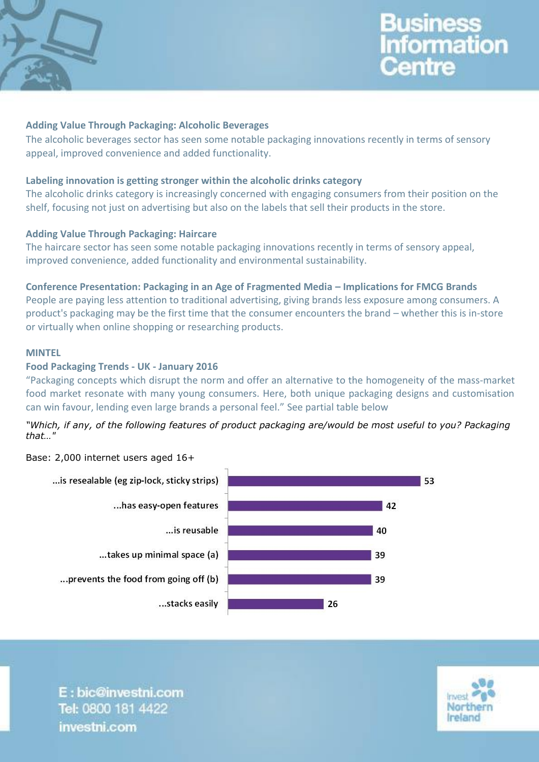**Adding Value Through Packaging: Alcoholic Beverages**

The alcoholic beverages sector has seen some notable packaging innovations recently in terms of sensory appeal, improved convenience and added functionality.

**Labeling innovation is getting stronger within the alcoholic drinks category**

The alcoholic drinks category is increasingly concerned with engaging consumers from their position on the shelf, focusing not just on advertising but also on the labels that sell their products in the store.

**Adding Value Through Packaging: Haircare**

The haircare sector has seen some notable packaging innovations recently in terms of sensory appeal, improved convenience, added functionality and environmental sustainability.

**Conference Presentation: Packaging in an Age of Fragmented Media – Implications for FMCG Brands**

People are paying less attention to traditional advertising, giving brands less exposure among consumers. A product's packaging may be the first time that the consumer encounters the brand – whether this is in-store or virtually when online shopping or researching products.

**MINTEL**

**Food Packaging Trends - UK - January 2016**

"Packaging concepts which disrupt the norm and offer an alternative to the homogeneity of the mass-market food market resonate with many young consumers. Here, both unique packaging designs and customisation can win favour, lending even large brands a personal feel." See partial table below

*"Which, if any, of the following features of product packaging are/would be most useful to you? Packaging that…"*

Base: 2,000 internet users aged 16+

| Packaging that… | % |
|---|---|
| ...is resealable (eg zip-lock, sticky strips) | 53 |
| ...has easy-open features | 42 |
| ...is reusable | 40 |
| ...takes up minimal space (a) | 39 |
| ...prevents the food from going off (b) | 39 |
| ...stacks easily | 26 |

E : bic@investni.com
Tel: 0800 181 4422
investni.com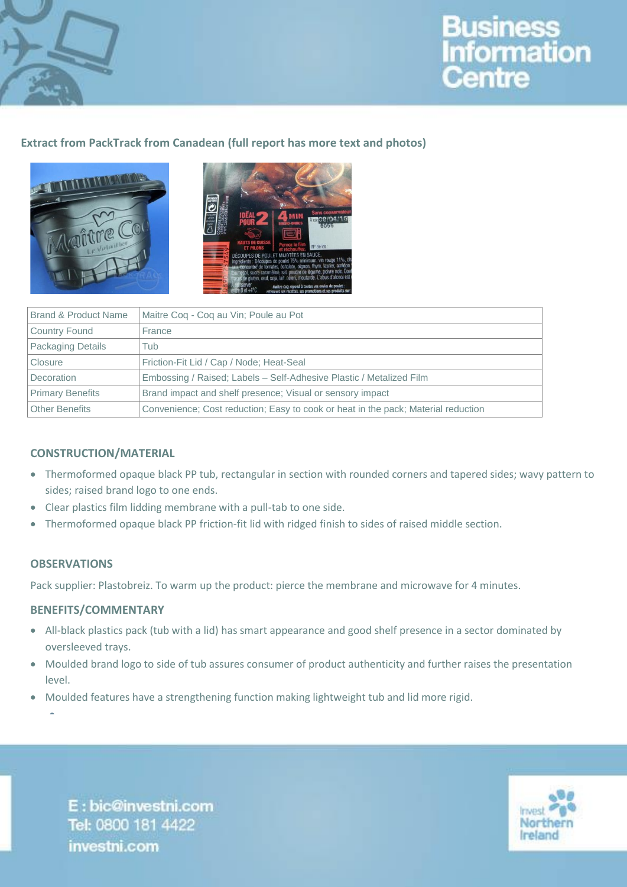**Extract from PackTrack from Canadean (full report has more text and photos)**

| | |
|---|---|
| Brand & Product Name | Maitre Coq - Coq au Vin; Poule au Pot |
| Country Found | France |
| Packaging Details | Tub |
| Closure | Friction-Fit Lid / Cap / Node; Heat-Seal |
| Decoration | Embossing / Raised; Labels – Self-Adhesive Plastic / Metalized Film |
| Primary Benefits | Brand impact and shelf presence; Visual or sensory impact |
| Other Benefits | Convenience; Cost reduction; Easy to cook or heat in the pack; Material reduction |

## CONSTRUCTION/MATERIAL

- Thermoformed opaque black PP tub, rectangular in section with rounded corners and tapered sides; wavy pattern to sides; raised brand logo to one ends.
- Clear plastics film lidding membrane with a pull-tab to one side.
- Thermoformed opaque black PP friction-fit lid with ridged finish to sides of raised middle section.

## OBSERVATIONS

Pack supplier: Plastobreiz. To warm up the product: pierce the membrane and microwave for 4 minutes.

## BENEFITS/COMMENTARY

- All-black plastics pack (tub with a lid) has smart appearance and good shelf presence in a sector dominated by oversleeved trays.
- Moulded brand logo to side of tub assures consumer of product authenticity and further raises the presentation level.
- Moulded features have a strengthening function making lightweight tub and lid more rigid.

E : bic@investni.com
Tel: 0800 181 4422
investni.com